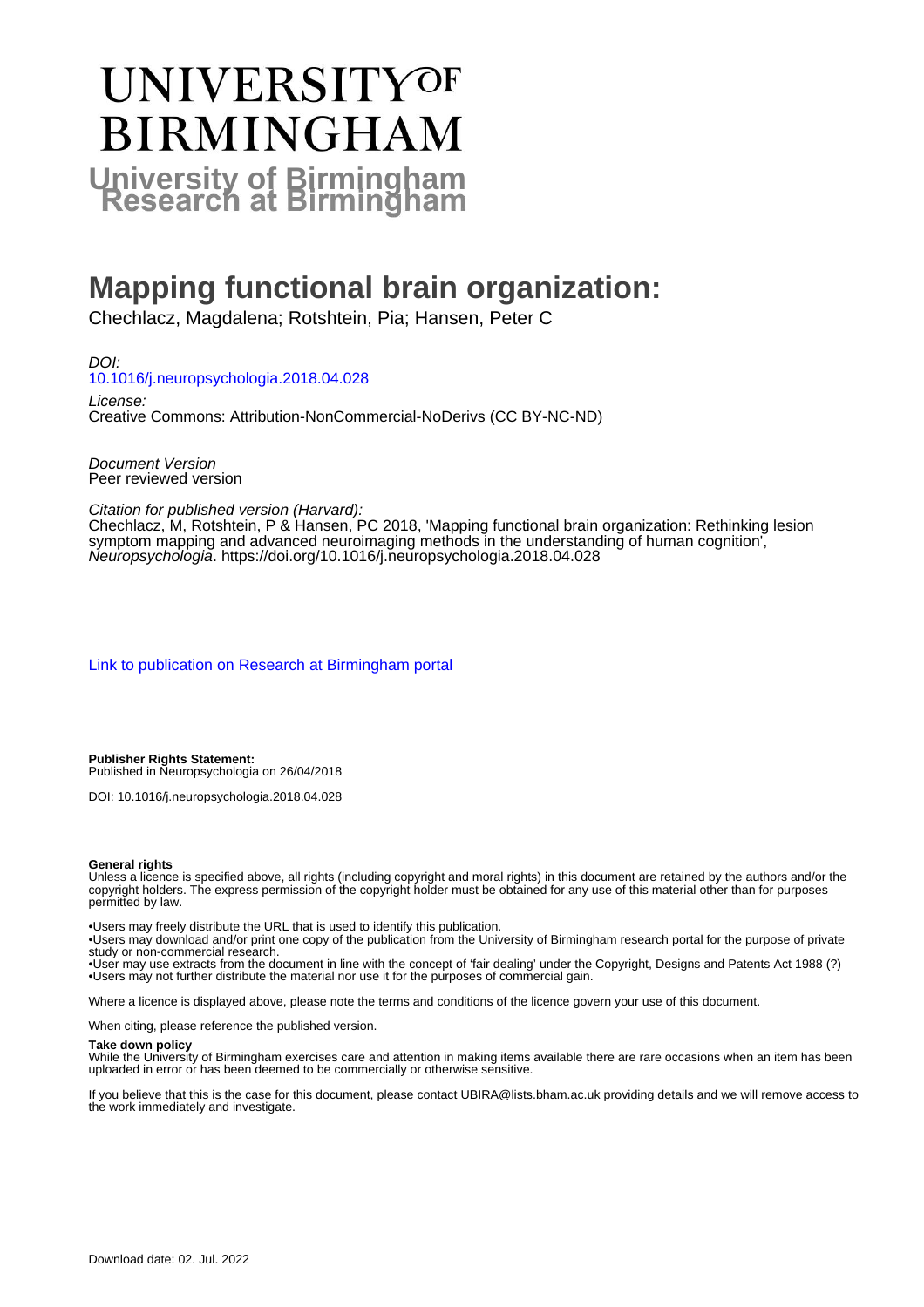# UNIVERSITY OF BIRMINGHAM

## University of Birmingham Research at Birmingham

# Mapping functional brain organization:

Chechlacz, Magdalena; Rotshtein, Pia; Hansen, Peter C

*DOI:*
10.1016/j.neuropsychologia.2018.04.028

*License:*
Creative Commons: Attribution-NonCommercial-NoDerivs (CC BY-NC-ND)

*Document Version*
Peer reviewed version

*Citation for published version (Harvard):*
Chechlacz, M, Rotshtein, P & Hansen, PC 2018, 'Mapping functional brain organization: Rethinking lesion symptom mapping and advanced neuroimaging methods in the understanding of human cognition', *Neuropsychologia*. https://doi.org/10.1016/j.neuropsychologia.2018.04.028

Link to publication on Research at Birmingham portal

**Publisher Rights Statement:**
Published in Neuropsychologia on 26/04/2018

DOI: 10.1016/j.neuropsychologia.2018.04.028

**General rights**
Unless a licence is specified above, all rights (including copyright and moral rights) in this document are retained by the authors and/or the copyright holders. The express permission of the copyright holder must be obtained for any use of this material other than for purposes permitted by law.

•Users may freely distribute the URL that is used to identify this publication.
•Users may download and/or print one copy of the publication from the University of Birmingham research portal for the purpose of private study or non-commercial research.
•User may use extracts from the document in line with the concept of 'fair dealing' under the Copyright, Designs and Patents Act 1988 (?)
•Users may not further distribute the material nor use it for the purposes of commercial gain.

Where a licence is displayed above, please note the terms and conditions of the licence govern your use of this document.

When citing, please reference the published version.

**Take down policy**
While the University of Birmingham exercises care and attention in making items available there are rare occasions when an item has been uploaded in error or has been deemed to be commercially or otherwise sensitive.

If you believe that this is the case for this document, please contact UBIRA@lists.bham.ac.uk providing details and we will remove access to the work immediately and investigate.

Download date: 02. Jul. 2022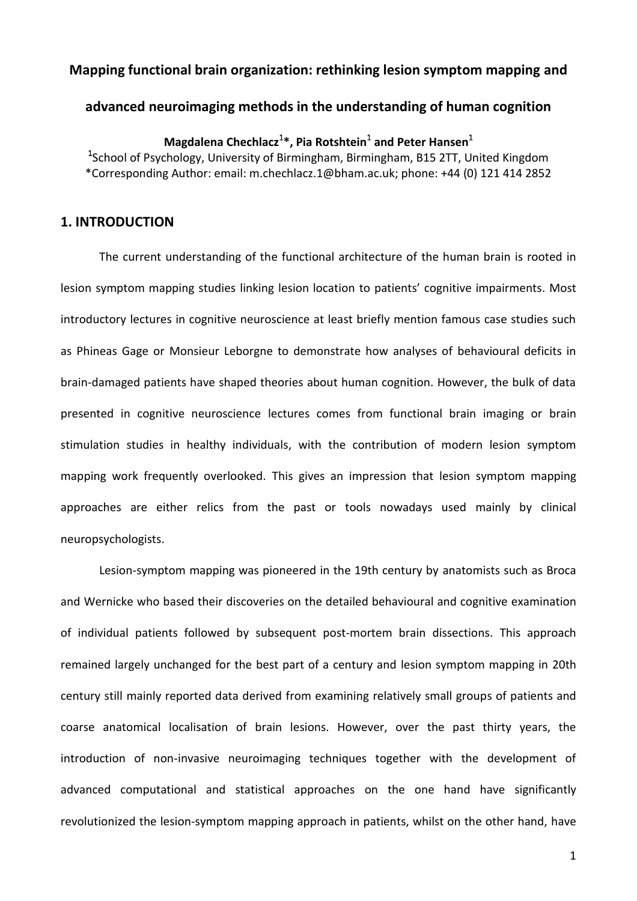# Mapping functional brain organization: rethinking lesion symptom mapping and advanced neuroimaging methods in the understanding of human cognition

**Magdalena Chechlacz[1]*, Pia Rotshtein[1] and Peter Hansen[1]**

[1]School of Psychology, University of Birmingham, Birmingham, B15 2TT, United Kingdom

*Corresponding Author: email: m.chechlacz.1@bham.ac.uk; phone: +44 (0) 121 414 2852

## 1. INTRODUCTION

The current understanding of the functional architecture of the human brain is rooted in lesion symptom mapping studies linking lesion location to patients' cognitive impairments. Most introductory lectures in cognitive neuroscience at least briefly mention famous case studies such as Phineas Gage or Monsieur Leborgne to demonstrate how analyses of behavioural deficits in brain-damaged patients have shaped theories about human cognition. However, the bulk of data presented in cognitive neuroscience lectures comes from functional brain imaging or brain stimulation studies in healthy individuals, with the contribution of modern lesion symptom mapping work frequently overlooked. This gives an impression that lesion symptom mapping approaches are either relics from the past or tools nowadays used mainly by clinical neuropsychologists.

Lesion-symptom mapping was pioneered in the 19th century by anatomists such as Broca and Wernicke who based their discoveries on the detailed behavioural and cognitive examination of individual patients followed by subsequent post-mortem brain dissections. This approach remained largely unchanged for the best part of a century and lesion symptom mapping in 20th century still mainly reported data derived from examining relatively small groups of patients and coarse anatomical localisation of brain lesions. However, over the past thirty years, the introduction of non-invasive neuroimaging techniques together with the development of advanced computational and statistical approaches on the one hand have significantly revolutionized the lesion-symptom mapping approach in patients, whilst on the other hand, have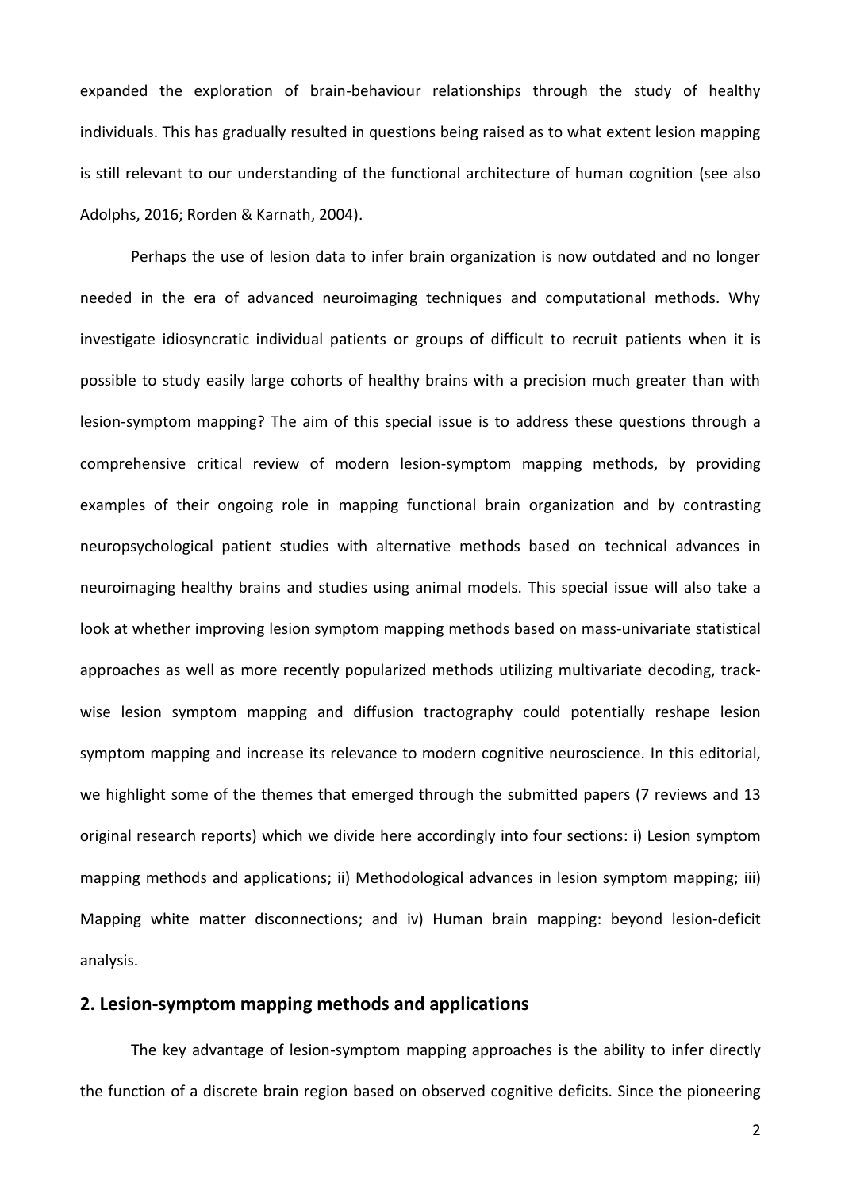expanded the exploration of brain-behaviour relationships through the study of healthy individuals. This has gradually resulted in questions being raised as to what extent lesion mapping is still relevant to our understanding of the functional architecture of human cognition (see also Adolphs, 2016; Rorden & Karnath, 2004).

Perhaps the use of lesion data to infer brain organization is now outdated and no longer needed in the era of advanced neuroimaging techniques and computational methods. Why investigate idiosyncratic individual patients or groups of difficult to recruit patients when it is possible to study easily large cohorts of healthy brains with a precision much greater than with lesion-symptom mapping? The aim of this special issue is to address these questions through a comprehensive critical review of modern lesion-symptom mapping methods, by providing examples of their ongoing role in mapping functional brain organization and by contrasting neuropsychological patient studies with alternative methods based on technical advances in neuroimaging healthy brains and studies using animal models. This special issue will also take a look at whether improving lesion symptom mapping methods based on mass-univariate statistical approaches as well as more recently popularized methods utilizing multivariate decoding, track-wise lesion symptom mapping and diffusion tractography could potentially reshape lesion symptom mapping and increase its relevance to modern cognitive neuroscience. In this editorial, we highlight some of the themes that emerged through the submitted papers (7 reviews and 13 original research reports) which we divide here accordingly into four sections: i) Lesion symptom mapping methods and applications; ii) Methodological advances in lesion symptom mapping; iii) Mapping white matter disconnections; and iv) Human brain mapping: beyond lesion-deficit analysis.

## 2. Lesion-symptom mapping methods and applications

The key advantage of lesion-symptom mapping approaches is the ability to infer directly the function of a discrete brain region based on observed cognitive deficits. Since the pioneering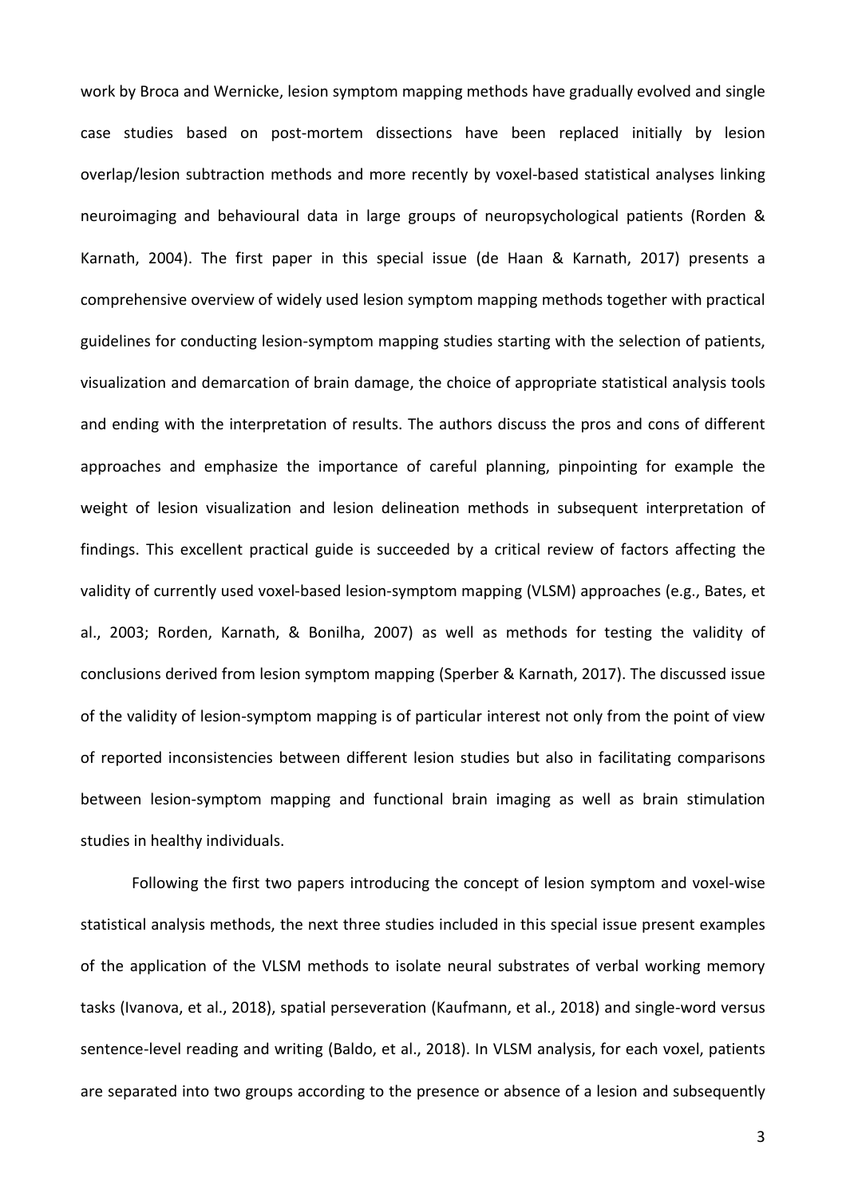work by Broca and Wernicke, lesion symptom mapping methods have gradually evolved and single case studies based on post-mortem dissections have been replaced initially by lesion overlap/lesion subtraction methods and more recently by voxel-based statistical analyses linking neuroimaging and behavioural data in large groups of neuropsychological patients (Rorden & Karnath, 2004). The first paper in this special issue (de Haan & Karnath, 2017) presents a comprehensive overview of widely used lesion symptom mapping methods together with practical guidelines for conducting lesion-symptom mapping studies starting with the selection of patients, visualization and demarcation of brain damage, the choice of appropriate statistical analysis tools and ending with the interpretation of results. The authors discuss the pros and cons of different approaches and emphasize the importance of careful planning, pinpointing for example the weight of lesion visualization and lesion delineation methods in subsequent interpretation of findings. This excellent practical guide is succeeded by a critical review of factors affecting the validity of currently used voxel-based lesion-symptom mapping (VLSM) approaches (e.g., Bates, et al., 2003; Rorden, Karnath, & Bonilha, 2007) as well as methods for testing the validity of conclusions derived from lesion symptom mapping (Sperber & Karnath, 2017). The discussed issue of the validity of lesion-symptom mapping is of particular interest not only from the point of view of reported inconsistencies between different lesion studies but also in facilitating comparisons between lesion-symptom mapping and functional brain imaging as well as brain stimulation studies in healthy individuals.

Following the first two papers introducing the concept of lesion symptom and voxel-wise statistical analysis methods, the next three studies included in this special issue present examples of the application of the VLSM methods to isolate neural substrates of verbal working memory tasks (Ivanova, et al., 2018), spatial perseveration (Kaufmann, et al., 2018) and single-word versus sentence-level reading and writing (Baldo, et al., 2018). In VLSM analysis, for each voxel, patients are separated into two groups according to the presence or absence of a lesion and subsequently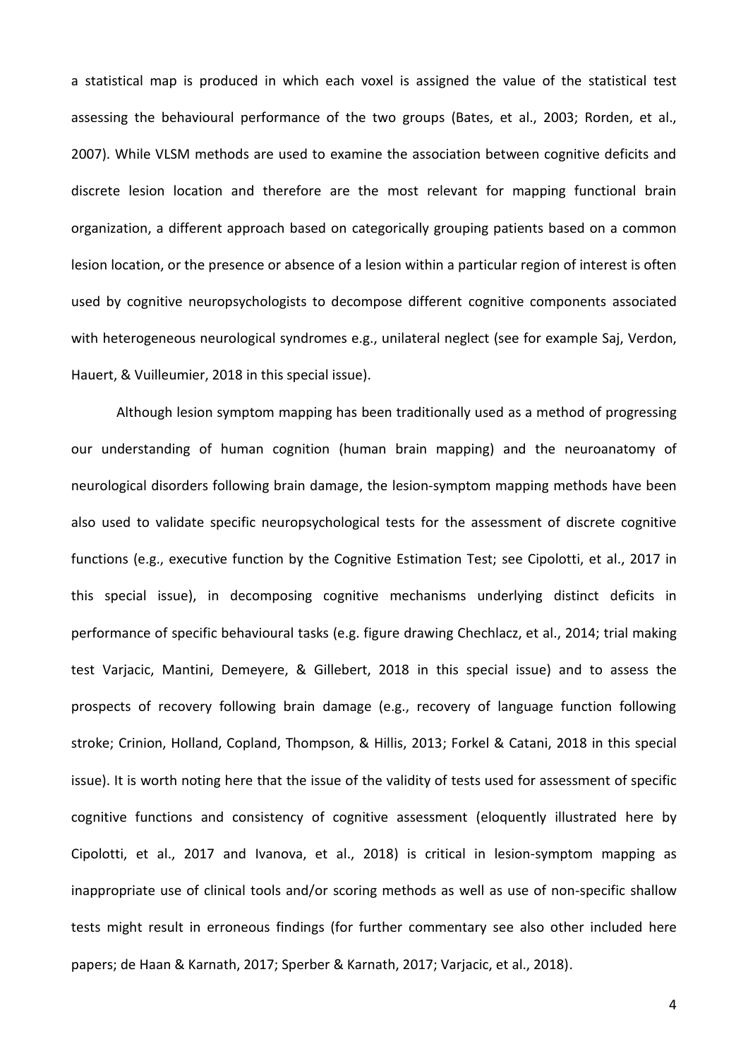a statistical map is produced in which each voxel is assigned the value of the statistical test assessing the behavioural performance of the two groups (Bates, et al., 2003; Rorden, et al., 2007). While VLSM methods are used to examine the association between cognitive deficits and discrete lesion location and therefore are the most relevant for mapping functional brain organization, a different approach based on categorically grouping patients based on a common lesion location, or the presence or absence of a lesion within a particular region of interest is often used by cognitive neuropsychologists to decompose different cognitive components associated with heterogeneous neurological syndromes e.g., unilateral neglect (see for example Saj, Verdon, Hauert, & Vuilleumier, 2018 in this special issue).

Although lesion symptom mapping has been traditionally used as a method of progressing our understanding of human cognition (human brain mapping) and the neuroanatomy of neurological disorders following brain damage, the lesion-symptom mapping methods have been also used to validate specific neuropsychological tests for the assessment of discrete cognitive functions (e.g., executive function by the Cognitive Estimation Test; see Cipolotti, et al., 2017 in this special issue), in decomposing cognitive mechanisms underlying distinct deficits in performance of specific behavioural tasks (e.g. figure drawing Chechlacz, et al., 2014; trial making test Varjacic, Mantini, Demeyere, & Gillebert, 2018 in this special issue) and to assess the prospects of recovery following brain damage (e.g., recovery of language function following stroke; Crinion, Holland, Copland, Thompson, & Hillis, 2013; Forkel & Catani, 2018 in this special issue). It is worth noting here that the issue of the validity of tests used for assessment of specific cognitive functions and consistency of cognitive assessment (eloquently illustrated here by Cipolotti, et al., 2017 and Ivanova, et al., 2018) is critical in lesion-symptom mapping as inappropriate use of clinical tools and/or scoring methods as well as use of non-specific shallow tests might result in erroneous findings (for further commentary see also other included here papers; de Haan & Karnath, 2017; Sperber & Karnath, 2017; Varjacic, et al., 2018).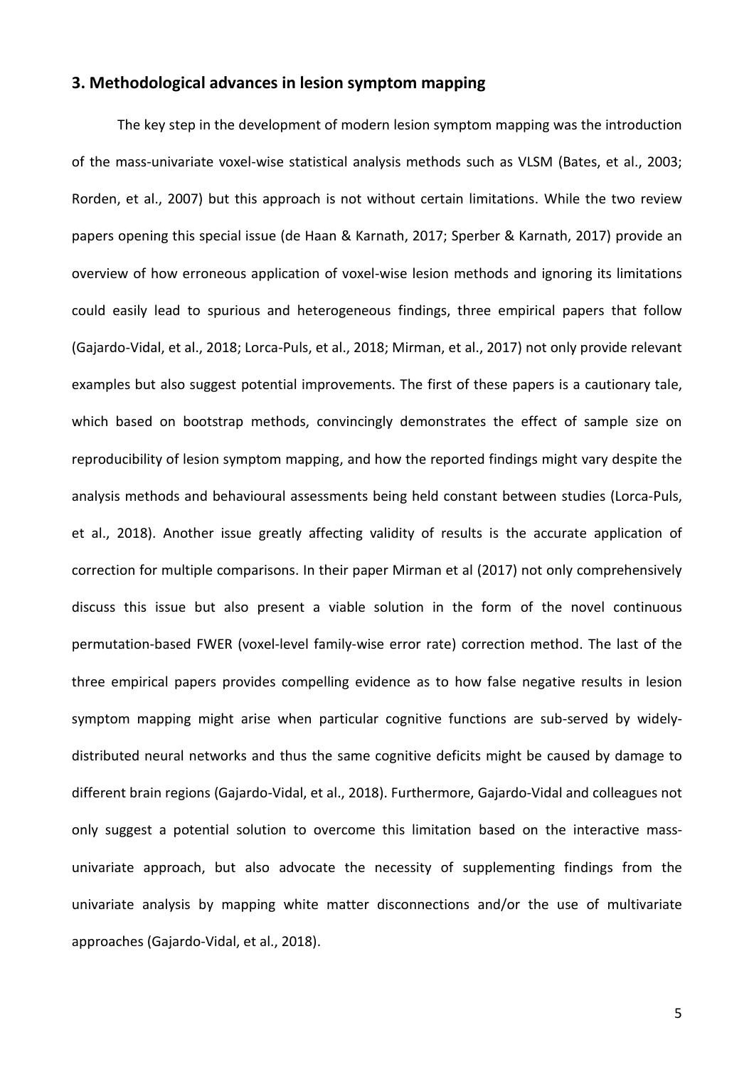## 3. Methodological advances in lesion symptom mapping

The key step in the development of modern lesion symptom mapping was the introduction of the mass-univariate voxel-wise statistical analysis methods such as VLSM (Bates, et al., 2003; Rorden, et al., 2007) but this approach is not without certain limitations. While the two review papers opening this special issue (de Haan & Karnath, 2017; Sperber & Karnath, 2017) provide an overview of how erroneous application of voxel-wise lesion methods and ignoring its limitations could easily lead to spurious and heterogeneous findings, three empirical papers that follow (Gajardo-Vidal, et al., 2018; Lorca-Puls, et al., 2018; Mirman, et al., 2017) not only provide relevant examples but also suggest potential improvements. The first of these papers is a cautionary tale, which based on bootstrap methods, convincingly demonstrates the effect of sample size on reproducibility of lesion symptom mapping, and how the reported findings might vary despite the analysis methods and behavioural assessments being held constant between studies (Lorca-Puls, et al., 2018). Another issue greatly affecting validity of results is the accurate application of correction for multiple comparisons. In their paper Mirman et al (2017) not only comprehensively discuss this issue but also present a viable solution in the form of the novel continuous permutation-based FWER (voxel-level family-wise error rate) correction method. The last of the three empirical papers provides compelling evidence as to how false negative results in lesion symptom mapping might arise when particular cognitive functions are sub-served by widely-distributed neural networks and thus the same cognitive deficits might be caused by damage to different brain regions (Gajardo-Vidal, et al., 2018). Furthermore, Gajardo-Vidal and colleagues not only suggest a potential solution to overcome this limitation based on the interactive mass-univariate approach, but also advocate the necessity of supplementing findings from the univariate analysis by mapping white matter disconnections and/or the use of multivariate approaches (Gajardo-Vidal, et al., 2018).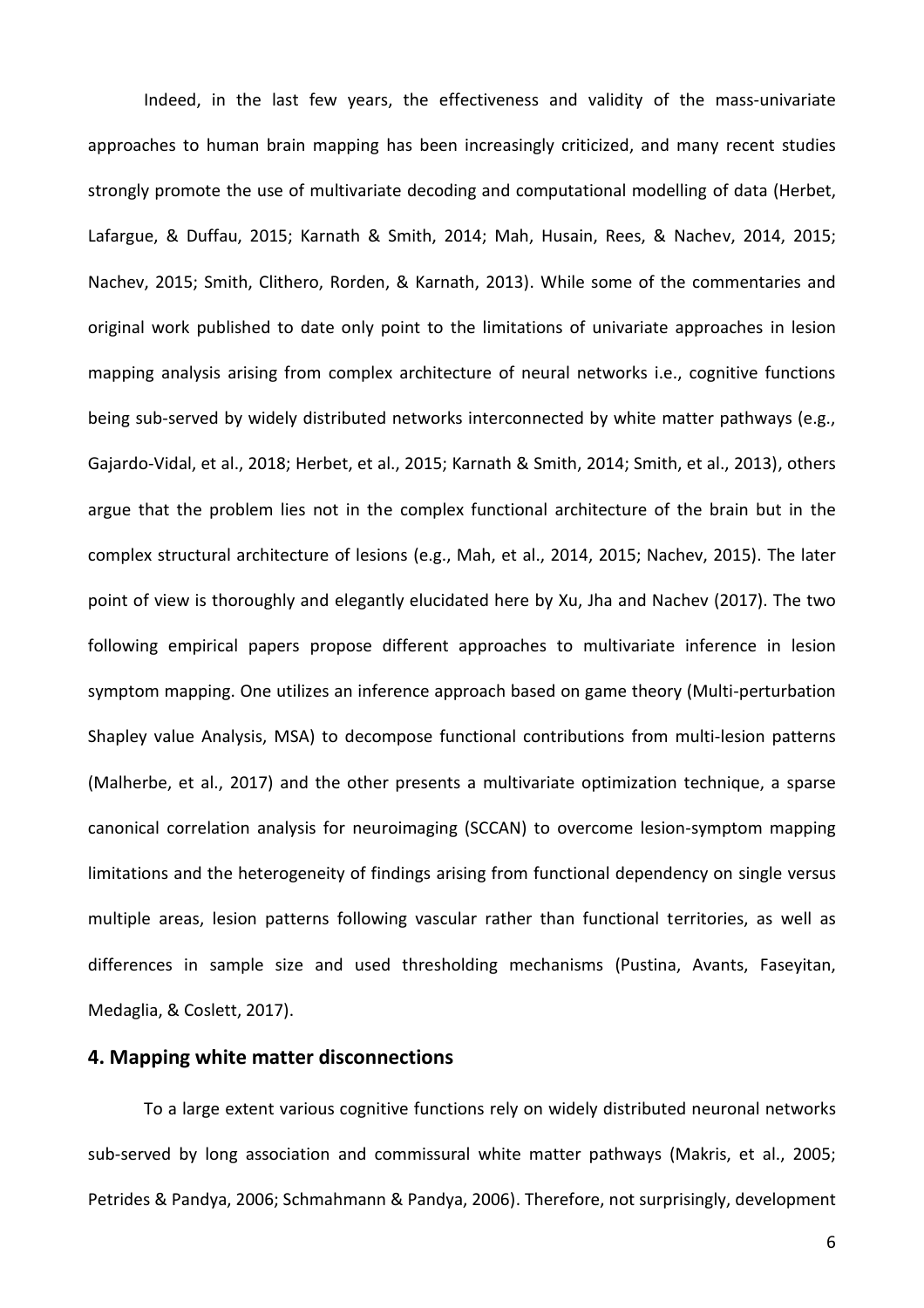Indeed, in the last few years, the effectiveness and validity of the mass-univariate approaches to human brain mapping has been increasingly criticized, and many recent studies strongly promote the use of multivariate decoding and computational modelling of data (Herbet, Lafargue, & Duffau, 2015; Karnath & Smith, 2014; Mah, Husain, Rees, & Nachev, 2014, 2015; Nachev, 2015; Smith, Clithero, Rorden, & Karnath, 2013). While some of the commentaries and original work published to date only point to the limitations of univariate approaches in lesion mapping analysis arising from complex architecture of neural networks i.e., cognitive functions being sub-served by widely distributed networks interconnected by white matter pathways (e.g., Gajardo-Vidal, et al., 2018; Herbet, et al., 2015; Karnath & Smith, 2014; Smith, et al., 2013), others argue that the problem lies not in the complex functional architecture of the brain but in the complex structural architecture of lesions (e.g., Mah, et al., 2014, 2015; Nachev, 2015). The later point of view is thoroughly and elegantly elucidated here by Xu, Jha and Nachev (2017). The two following empirical papers propose different approaches to multivariate inference in lesion symptom mapping. One utilizes an inference approach based on game theory (Multi-perturbation Shapley value Analysis, MSA) to decompose functional contributions from multi-lesion patterns (Malherbe, et al., 2017) and the other presents a multivariate optimization technique, a sparse canonical correlation analysis for neuroimaging (SCCAN) to overcome lesion-symptom mapping limitations and the heterogeneity of findings arising from functional dependency on single versus multiple areas, lesion patterns following vascular rather than functional territories, as well as differences in sample size and used thresholding mechanisms (Pustina, Avants, Faseyitan, Medaglia, & Coslett, 2017).

## 4. Mapping white matter disconnections

To a large extent various cognitive functions rely on widely distributed neuronal networks sub-served by long association and commissural white matter pathways (Makris, et al., 2005; Petrides & Pandya, 2006; Schmahmann & Pandya, 2006). Therefore, not surprisingly, development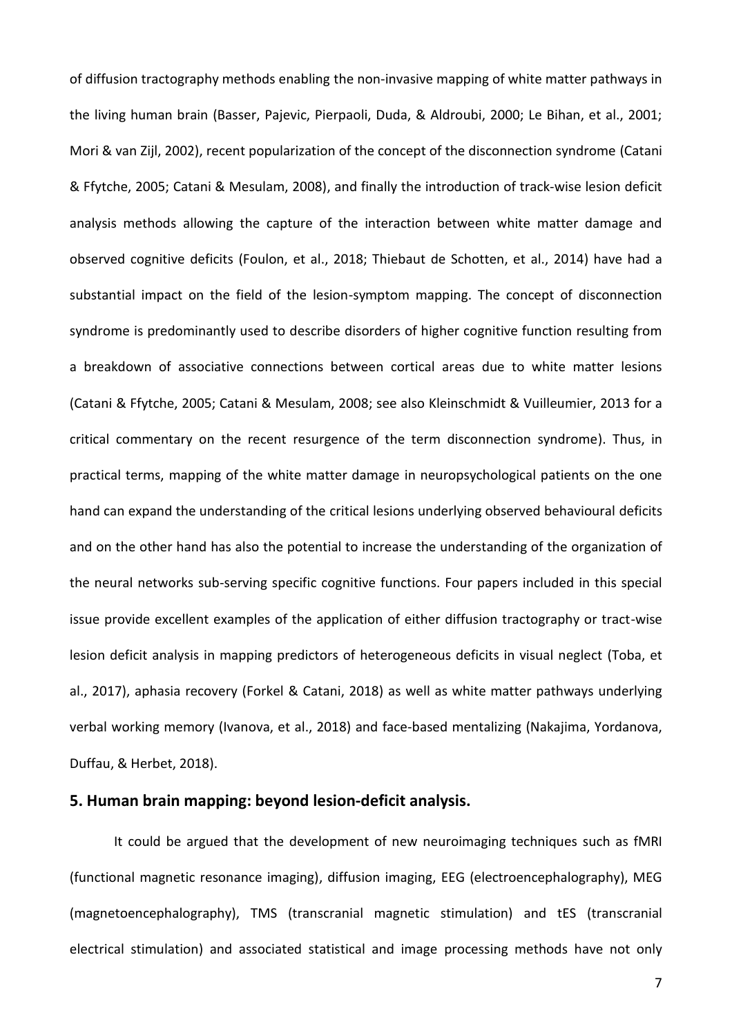of diffusion tractography methods enabling the non-invasive mapping of white matter pathways in the living human brain (Basser, Pajevic, Pierpaoli, Duda, & Aldroubi, 2000; Le Bihan, et al., 2001; Mori & van Zijl, 2002), recent popularization of the concept of the disconnection syndrome (Catani & Ffytche, 2005; Catani & Mesulam, 2008), and finally the introduction of track-wise lesion deficit analysis methods allowing the capture of the interaction between white matter damage and observed cognitive deficits (Foulon, et al., 2018; Thiebaut de Schotten, et al., 2014) have had a substantial impact on the field of the lesion-symptom mapping. The concept of disconnection syndrome is predominantly used to describe disorders of higher cognitive function resulting from a breakdown of associative connections between cortical areas due to white matter lesions (Catani & Ffytche, 2005; Catani & Mesulam, 2008; see also Kleinschmidt & Vuilleumier, 2013 for a critical commentary on the recent resurgence of the term disconnection syndrome). Thus, in practical terms, mapping of the white matter damage in neuropsychological patients on the one hand can expand the understanding of the critical lesions underlying observed behavioural deficits and on the other hand has also the potential to increase the understanding of the organization of the neural networks sub-serving specific cognitive functions. Four papers included in this special issue provide excellent examples of the application of either diffusion tractography or tract-wise lesion deficit analysis in mapping predictors of heterogeneous deficits in visual neglect (Toba, et al., 2017), aphasia recovery (Forkel & Catani, 2018) as well as white matter pathways underlying verbal working memory (Ivanova, et al., 2018) and face-based mentalizing (Nakajima, Yordanova, Duffau, & Herbet, 2018).

## 5. Human brain mapping: beyond lesion-deficit analysis.

It could be argued that the development of new neuroimaging techniques such as fMRI (functional magnetic resonance imaging), diffusion imaging, EEG (electroencephalography), MEG (magnetoencephalography), TMS (transcranial magnetic stimulation) and tES (transcranial electrical stimulation) and associated statistical and image processing methods have not only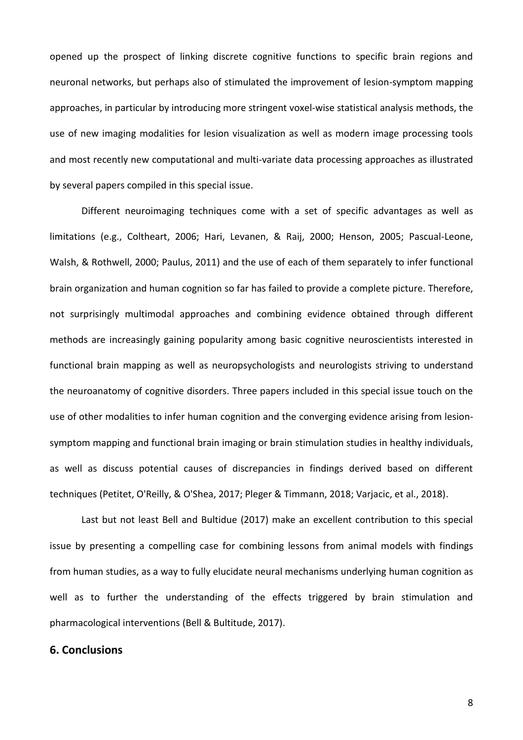opened up the prospect of linking discrete cognitive functions to specific brain regions and neuronal networks, but perhaps also of stimulated the improvement of lesion-symptom mapping approaches, in particular by introducing more stringent voxel-wise statistical analysis methods, the use of new imaging modalities for lesion visualization as well as modern image processing tools and most recently new computational and multi-variate data processing approaches as illustrated by several papers compiled in this special issue.

Different neuroimaging techniques come with a set of specific advantages as well as limitations (e.g., Coltheart, 2006; Hari, Levanen, & Raij, 2000; Henson, 2005; Pascual-Leone, Walsh, & Rothwell, 2000; Paulus, 2011) and the use of each of them separately to infer functional brain organization and human cognition so far has failed to provide a complete picture. Therefore, not surprisingly multimodal approaches and combining evidence obtained through different methods are increasingly gaining popularity among basic cognitive neuroscientists interested in functional brain mapping as well as neuropsychologists and neurologists striving to understand the neuroanatomy of cognitive disorders. Three papers included in this special issue touch on the use of other modalities to infer human cognition and the converging evidence arising from lesion-symptom mapping and functional brain imaging or brain stimulation studies in healthy individuals, as well as discuss potential causes of discrepancies in findings derived based on different techniques (Petitet, O'Reilly, & O'Shea, 2017; Pleger & Timmann, 2018; Varjacic, et al., 2018).

Last but not least Bell and Bultidue (2017) make an excellent contribution to this special issue by presenting a compelling case for combining lessons from animal models with findings from human studies, as a way to fully elucidate neural mechanisms underlying human cognition as well as to further the understanding of the effects triggered by brain stimulation and pharmacological interventions (Bell & Bultitude, 2017).

## 6. Conclusions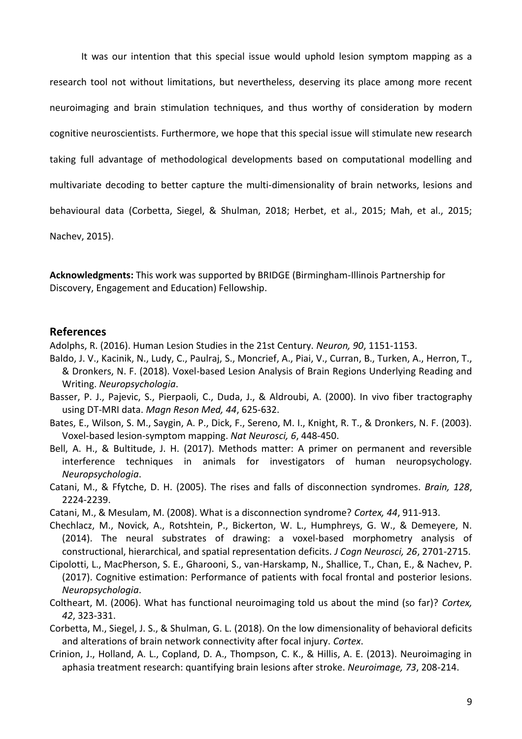It was our intention that this special issue would uphold lesion symptom mapping as a research tool not without limitations, but nevertheless, deserving its place among more recent neuroimaging and brain stimulation techniques, and thus worthy of consideration by modern cognitive neuroscientists. Furthermore, we hope that this special issue will stimulate new research taking full advantage of methodological developments based on computational modelling and multivariate decoding to better capture the multi-dimensionality of brain networks, lesions and behavioural data (Corbetta, Siegel, & Shulman, 2018; Herbet, et al., 2015; Mah, et al., 2015; Nachev, 2015).

**Acknowledgments:** This work was supported by BRIDGE (Birmingham-Illinois Partnership for Discovery, Engagement and Education) Fellowship.

## References

Adolphs, R. (2016). Human Lesion Studies in the 21st Century. *Neuron, 90*, 1151-1153.

Baldo, J. V., Kacinik, N., Ludy, C., Paulraj, S., Moncrief, A., Piai, V., Curran, B., Turken, A., Herron, T., & Dronkers, N. F. (2018). Voxel-based Lesion Analysis of Brain Regions Underlying Reading and Writing. *Neuropsychologia*.

Basser, P. J., Pajevic, S., Pierpaoli, C., Duda, J., & Aldroubi, A. (2000). In vivo fiber tractography using DT-MRI data. *Magn Reson Med, 44*, 625-632.

Bates, E., Wilson, S. M., Saygin, A. P., Dick, F., Sereno, M. I., Knight, R. T., & Dronkers, N. F. (2003). Voxel-based lesion-symptom mapping. *Nat Neurosci, 6*, 448-450.

Bell, A. H., & Bultitude, J. H. (2017). Methods matter: A primer on permanent and reversible interference techniques in animals for investigators of human neuropsychology. *Neuropsychologia*.

Catani, M., & Ffytche, D. H. (2005). The rises and falls of disconnection syndromes. *Brain, 128*, 2224-2239.

Catani, M., & Mesulam, M. (2008). What is a disconnection syndrome? *Cortex, 44*, 911-913.

Chechlacz, M., Novick, A., Rotshtein, P., Bickerton, W. L., Humphreys, G. W., & Demeyere, N. (2014). The neural substrates of drawing: a voxel-based morphometry analysis of constructional, hierarchical, and spatial representation deficits. *J Cogn Neurosci, 26*, 2701-2715.

Cipolotti, L., MacPherson, S. E., Gharooni, S., van-Harskamp, N., Shallice, T., Chan, E., & Nachev, P. (2017). Cognitive estimation: Performance of patients with focal frontal and posterior lesions. *Neuropsychologia*.

Coltheart, M. (2006). What has functional neuroimaging told us about the mind (so far)? *Cortex, 42*, 323-331.

Corbetta, M., Siegel, J. S., & Shulman, G. L. (2018). On the low dimensionality of behavioral deficits and alterations of brain network connectivity after focal injury. *Cortex*.

Crinion, J., Holland, A. L., Copland, D. A., Thompson, C. K., & Hillis, A. E. (2013). Neuroimaging in aphasia treatment research: quantifying brain lesions after stroke. *Neuroimage, 73*, 208-214.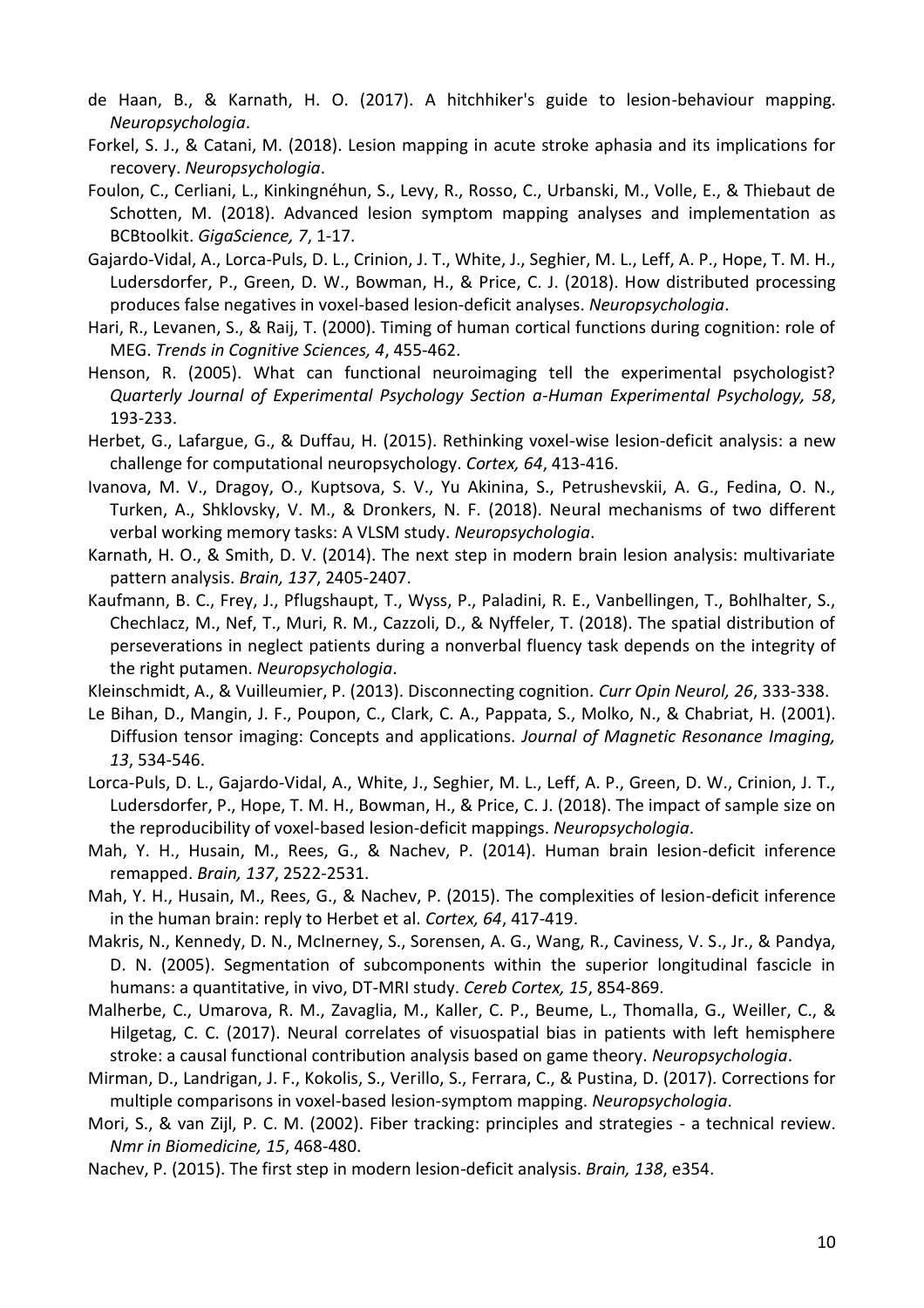de Haan, B., & Karnath, H. O. (2017). A hitchhiker's guide to lesion-behaviour mapping. *Neuropsychologia*.

Forkel, S. J., & Catani, M. (2018). Lesion mapping in acute stroke aphasia and its implications for recovery. *Neuropsychologia*.

Foulon, C., Cerliani, L., Kinkingnéhun, S., Levy, R., Rosso, C., Urbanski, M., Volle, E., & Thiebaut de Schotten, M. (2018). Advanced lesion symptom mapping analyses and implementation as BCBtoolkit. *GigaScience, 7*, 1-17.

Gajardo-Vidal, A., Lorca-Puls, D. L., Crinion, J. T., White, J., Seghier, M. L., Leff, A. P., Hope, T. M. H., Ludersdorfer, P., Green, D. W., Bowman, H., & Price, C. J. (2018). How distributed processing produces false negatives in voxel-based lesion-deficit analyses. *Neuropsychologia*.

Hari, R., Levanen, S., & Raij, T. (2000). Timing of human cortical functions during cognition: role of MEG. *Trends in Cognitive Sciences, 4*, 455-462.

Henson, R. (2005). What can functional neuroimaging tell the experimental psychologist? *Quarterly Journal of Experimental Psychology Section a-Human Experimental Psychology, 58*, 193-233.

Herbet, G., Lafargue, G., & Duffau, H. (2015). Rethinking voxel-wise lesion-deficit analysis: a new challenge for computational neuropsychology. *Cortex, 64*, 413-416.

Ivanova, M. V., Dragoy, O., Kuptsova, S. V., Yu Akinina, S., Petrushevskii, A. G., Fedina, O. N., Turken, A., Shklovsky, V. M., & Dronkers, N. F. (2018). Neural mechanisms of two different verbal working memory tasks: A VLSM study. *Neuropsychologia*.

Karnath, H. O., & Smith, D. V. (2014). The next step in modern brain lesion analysis: multivariate pattern analysis. *Brain, 137*, 2405-2407.

Kaufmann, B. C., Frey, J., Pflugshaupt, T., Wyss, P., Paladini, R. E., Vanbellingen, T., Bohlhalter, S., Chechlacz, M., Nef, T., Muri, R. M., Cazzoli, D., & Nyffeler, T. (2018). The spatial distribution of perseverations in neglect patients during a nonverbal fluency task depends on the integrity of the right putamen. *Neuropsychologia*.

Kleinschmidt, A., & Vuilleumier, P. (2013). Disconnecting cognition. *Curr Opin Neurol, 26*, 333-338.

Le Bihan, D., Mangin, J. F., Poupon, C., Clark, C. A., Pappata, S., Molko, N., & Chabriat, H. (2001). Diffusion tensor imaging: Concepts and applications. *Journal of Magnetic Resonance Imaging, 13*, 534-546.

Lorca-Puls, D. L., Gajardo-Vidal, A., White, J., Seghier, M. L., Leff, A. P., Green, D. W., Crinion, J. T., Ludersdorfer, P., Hope, T. M. H., Bowman, H., & Price, C. J. (2018). The impact of sample size on the reproducibility of voxel-based lesion-deficit mappings. *Neuropsychologia*.

Mah, Y. H., Husain, M., Rees, G., & Nachev, P. (2014). Human brain lesion-deficit inference remapped. *Brain, 137*, 2522-2531.

Mah, Y. H., Husain, M., Rees, G., & Nachev, P. (2015). The complexities of lesion-deficit inference in the human brain: reply to Herbet et al. *Cortex, 64*, 417-419.

Makris, N., Kennedy, D. N., McInerney, S., Sorensen, A. G., Wang, R., Caviness, V. S., Jr., & Pandya, D. N. (2005). Segmentation of subcomponents within the superior longitudinal fascicle in humans: a quantitative, in vivo, DT-MRI study. *Cereb Cortex, 15*, 854-869.

Malherbe, C., Umarova, R. M., Zavaglia, M., Kaller, C. P., Beume, L., Thomalla, G., Weiller, C., & Hilgetag, C. C. (2017). Neural correlates of visuospatial bias in patients with left hemisphere stroke: a causal functional contribution analysis based on game theory. *Neuropsychologia*.

Mirman, D., Landrigan, J. F., Kokolis, S., Verillo, S., Ferrara, C., & Pustina, D. (2017). Corrections for multiple comparisons in voxel-based lesion-symptom mapping. *Neuropsychologia*.

Mori, S., & van Zijl, P. C. M. (2002). Fiber tracking: principles and strategies - a technical review. *Nmr in Biomedicine, 15*, 468-480.

Nachev, P. (2015). The first step in modern lesion-deficit analysis. *Brain, 138*, e354.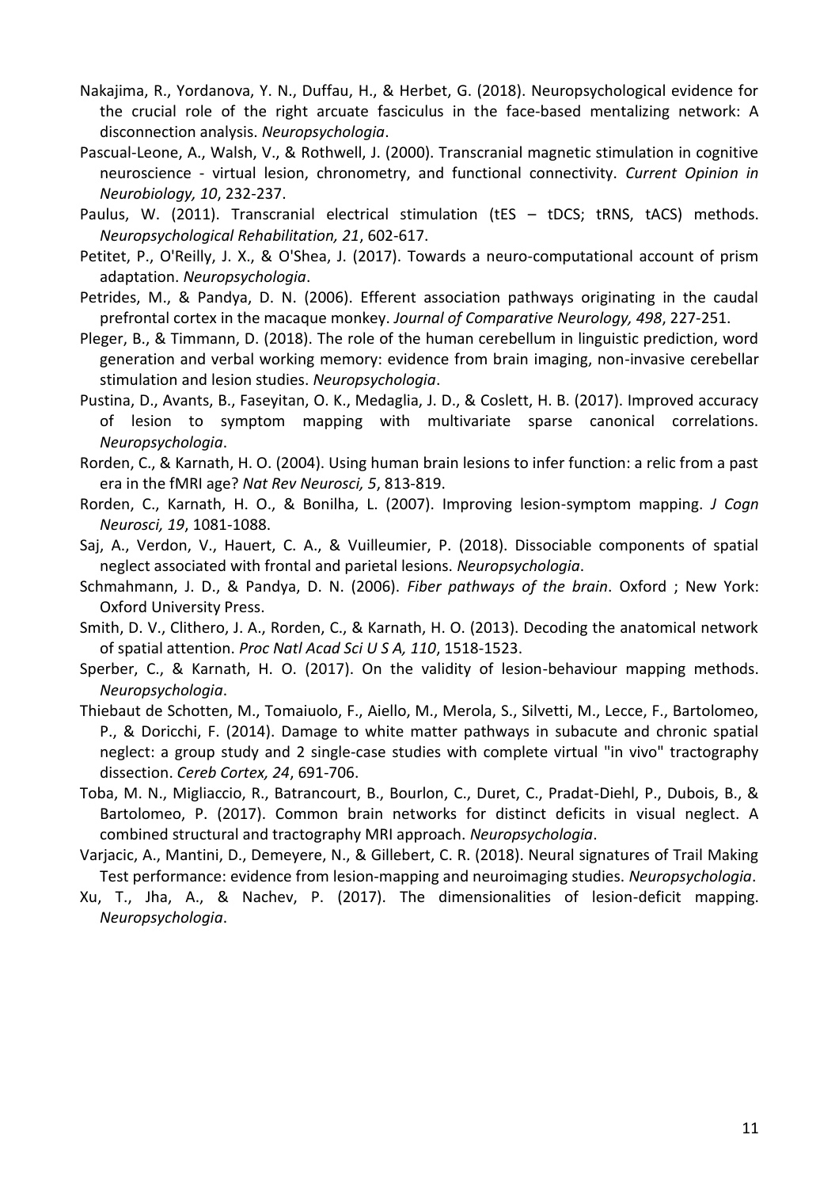Nakajima, R., Yordanova, Y. N., Duffau, H., & Herbet, G. (2018). Neuropsychological evidence for the crucial role of the right arcuate fasciculus in the face-based mentalizing network: A disconnection analysis. *Neuropsychologia*.

Pascual-Leone, A., Walsh, V., & Rothwell, J. (2000). Transcranial magnetic stimulation in cognitive neuroscience - virtual lesion, chronometry, and functional connectivity. *Current Opinion in Neurobiology, 10*, 232-237.

Paulus, W. (2011). Transcranial electrical stimulation (tES – tDCS; tRNS, tACS) methods. *Neuropsychological Rehabilitation, 21*, 602-617.

Petitet, P., O'Reilly, J. X., & O'Shea, J. (2017). Towards a neuro-computational account of prism adaptation. *Neuropsychologia*.

Petrides, M., & Pandya, D. N. (2006). Efferent association pathways originating in the caudal prefrontal cortex in the macaque monkey. *Journal of Comparative Neurology, 498*, 227-251.

Pleger, B., & Timmann, D. (2018). The role of the human cerebellum in linguistic prediction, word generation and verbal working memory: evidence from brain imaging, non-invasive cerebellar stimulation and lesion studies. *Neuropsychologia*.

Pustina, D., Avants, B., Faseyitan, O. K., Medaglia, J. D., & Coslett, H. B. (2017). Improved accuracy of lesion to symptom mapping with multivariate sparse canonical correlations. *Neuropsychologia*.

Rorden, C., & Karnath, H. O. (2004). Using human brain lesions to infer function: a relic from a past era in the fMRI age? *Nat Rev Neurosci, 5*, 813-819.

Rorden, C., Karnath, H. O., & Bonilha, L. (2007). Improving lesion-symptom mapping. *J Cogn Neurosci, 19*, 1081-1088.

Saj, A., Verdon, V., Hauert, C. A., & Vuilleumier, P. (2018). Dissociable components of spatial neglect associated with frontal and parietal lesions. *Neuropsychologia*.

Schmahmann, J. D., & Pandya, D. N. (2006). *Fiber pathways of the brain*. Oxford ; New York: Oxford University Press.

Smith, D. V., Clithero, J. A., Rorden, C., & Karnath, H. O. (2013). Decoding the anatomical network of spatial attention. *Proc Natl Acad Sci U S A, 110*, 1518-1523.

Sperber, C., & Karnath, H. O. (2017). On the validity of lesion-behaviour mapping methods. *Neuropsychologia*.

Thiebaut de Schotten, M., Tomaiuolo, F., Aiello, M., Merola, S., Silvetti, M., Lecce, F., Bartolomeo, P., & Doricchi, F. (2014). Damage to white matter pathways in subacute and chronic spatial neglect: a group study and 2 single-case studies with complete virtual "in vivo" tractography dissection. *Cereb Cortex, 24*, 691-706.

Toba, M. N., Migliaccio, R., Batrancourt, B., Bourlon, C., Duret, C., Pradat-Diehl, P., Dubois, B., & Bartolomeo, P. (2017). Common brain networks for distinct deficits in visual neglect. A combined structural and tractography MRI approach. *Neuropsychologia*.

Varjacic, A., Mantini, D., Demeyere, N., & Gillebert, C. R. (2018). Neural signatures of Trail Making Test performance: evidence from lesion-mapping and neuroimaging studies. *Neuropsychologia*.

Xu, T., Jha, A., & Nachev, P. (2017). The dimensionalities of lesion-deficit mapping. *Neuropsychologia*.